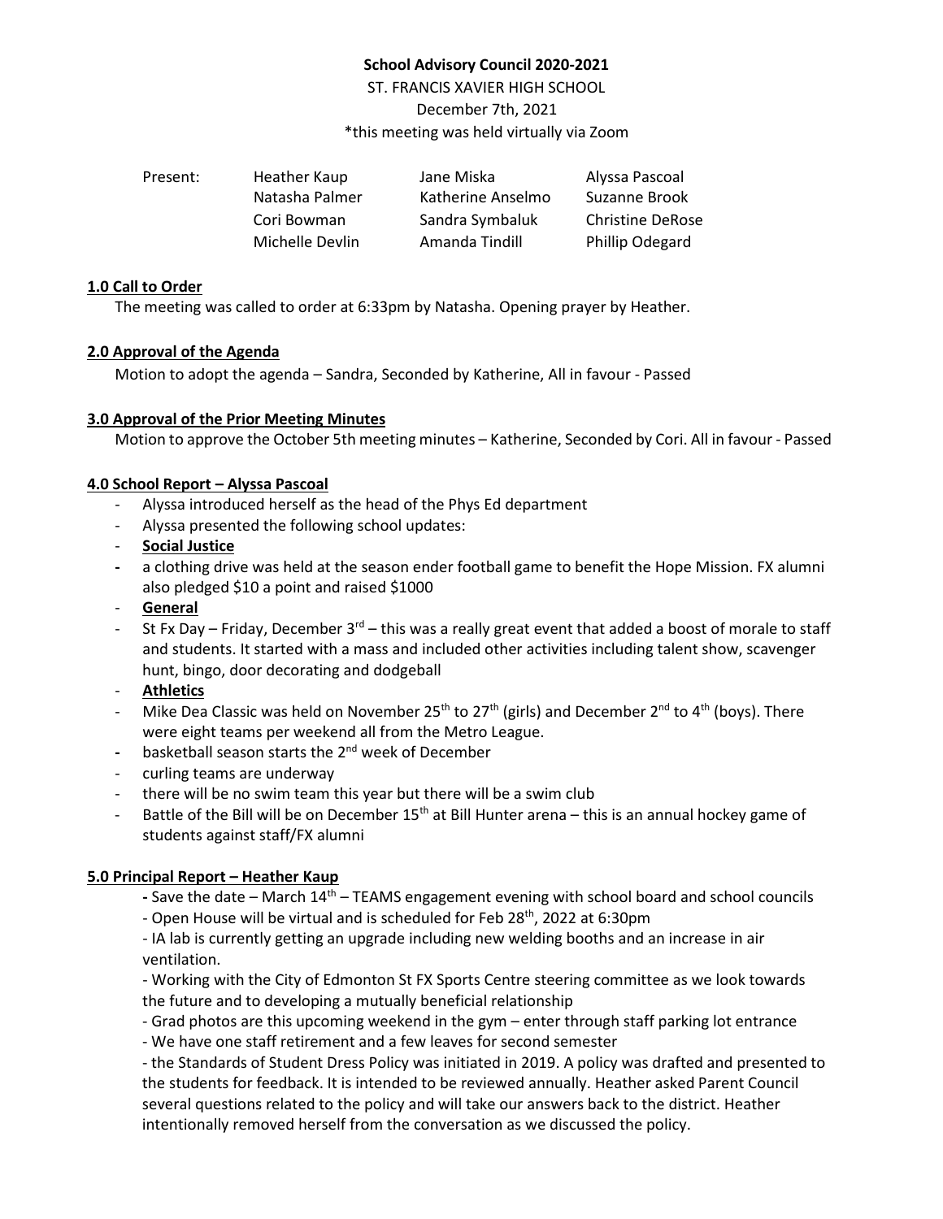**School Advisory Council 2020-2021**

ST. FRANCIS XAVIER HIGH SCHOOL

December 7th, 2021

*this meeting was held virtually via Zoom

| Present: | Heather Kaup | Jane Miska | Alyssa Pascoal |
|---|---|---|---|
| | Natasha Palmer | Katherine Anselmo | Suzanne Brook |
| | Cori Bowman | Sandra Symbaluk | Christine DeRose |
| | Michelle Devlin | Amanda Tindill | Phillip Odegard |

**1.0 Call to Order**

The meeting was called to order at 6:33pm by Natasha. Opening prayer by Heather.

**2.0 Approval of the Agenda**

Motion to adopt the agenda – Sandra, Seconded by Katherine, All in favour - Passed

**3.0 Approval of the Prior Meeting Minutes**

Motion to approve the October 5th meeting minutes – Katherine, Seconded by Cori. All in favour - Passed

**4.0 School Report – Alyssa Pascoal**

- Alyssa introduced herself as the head of the Phys Ed department
- Alyssa presented the following school updates:
- **Social Justice**
- a clothing drive was held at the season ender football game to benefit the Hope Mission. FX alumni also pledged $10 a point and raised $1000
- **General**
- St Fx Day – Friday, December 3rd – this was a really great event that added a boost of morale to staff and students. It started with a mass and included other activities including talent show, scavenger hunt, bingo, door decorating and dodgeball
- **Athletics**
- Mike Dea Classic was held on November 25th to 27th (girls) and December 2nd to 4th (boys). There were eight teams per weekend all from the Metro League.
- basketball season starts the 2nd week of December
- curling teams are underway
- there will be no swim team this year but there will be a swim club
- Battle of the Bill will be on December 15th at Bill Hunter arena – this is an annual hockey game of students against staff/FX alumni

**5.0 Principal Report – Heather Kaup**

- Save the date – March 14th – TEAMS engagement evening with school board and school councils
- Open House will be virtual and is scheduled for Feb 28th, 2022 at 6:30pm
- IA lab is currently getting an upgrade including new welding booths and an increase in air ventilation.
- Working with the City of Edmonton St FX Sports Centre steering committee as we look towards the future and to developing a mutually beneficial relationship
- Grad photos are this upcoming weekend in the gym – enter through staff parking lot entrance
- We have one staff retirement and a few leaves for second semester
- the Standards of Student Dress Policy was initiated in 2019. A policy was drafted and presented to the students for feedback. It is intended to be reviewed annually. Heather asked Parent Council several questions related to the policy and will take our answers back to the district. Heather intentionally removed herself from the conversation as we discussed the policy.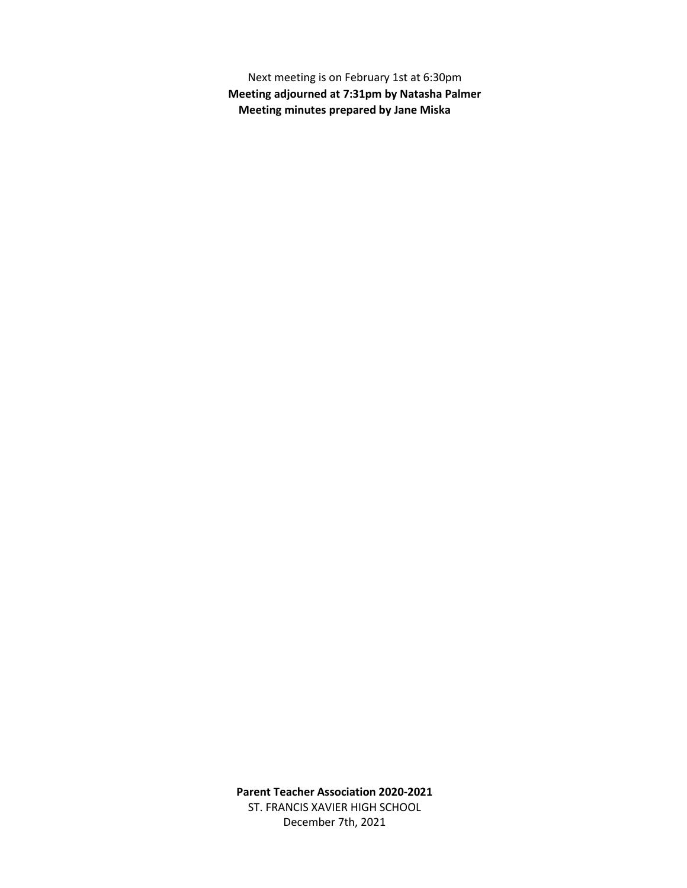Next meeting is on February 1st at 6:30pm

**Meeting adjourned at 7:31pm by Natasha Palmer**

**Meeting minutes prepared by Jane Miska**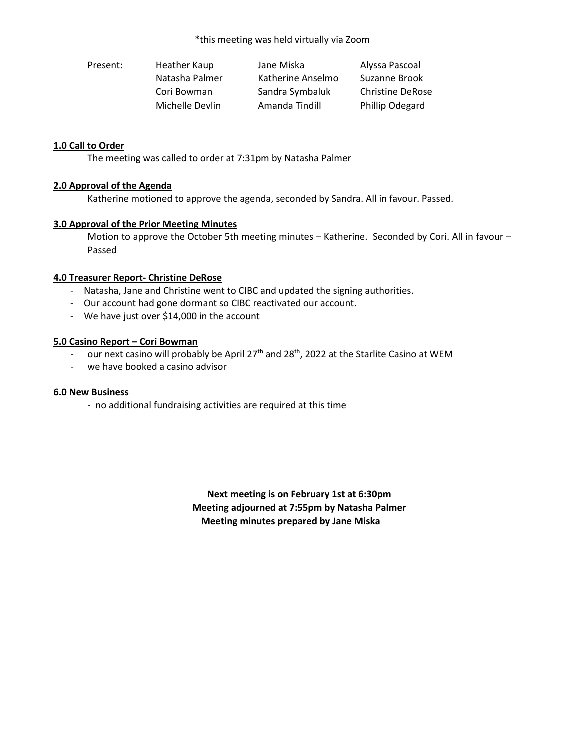*this meeting was held virtually via Zoom

| | | | |
|---|---|---|---|
| Present: | Heather Kaup | Jane Miska | Alyssa Pascoal |
| | Natasha Palmer | Katherine Anselmo | Suzanne Brook |
| | Cori Bowman | Sandra Symbaluk | Christine DeRose |
| | Michelle Devlin | Amanda Tindill | Phillip Odegard |

**1.0 Call to Order**

The meeting was called to order at 7:31pm by Natasha Palmer

**2.0 Approval of the Agenda**

Katherine motioned to approve the agenda, seconded by Sandra. All in favour. Passed.

**3.0 Approval of the Prior Meeting Minutes**

Motion to approve the October 5th meeting minutes – Katherine. Seconded by Cori. All in favour – Passed

**4.0 Treasurer Report- Christine DeRose**

- Natasha, Jane and Christine went to CIBC and updated the signing authorities.
- Our account had gone dormant so CIBC reactivated our account.
- We have just over $14,000 in the account

**5.0 Casino Report – Cori Bowman**

- our next casino will probably be April 27th and 28th, 2022 at the Starlite Casino at WEM
- we have booked a casino advisor

**6.0 New Business**

- no additional fundraising activities are required at this time

**Next meeting is on February 1st at 6:30pm**
**Meeting adjourned at 7:55pm by Natasha Palmer**
**Meeting minutes prepared by Jane Miska**